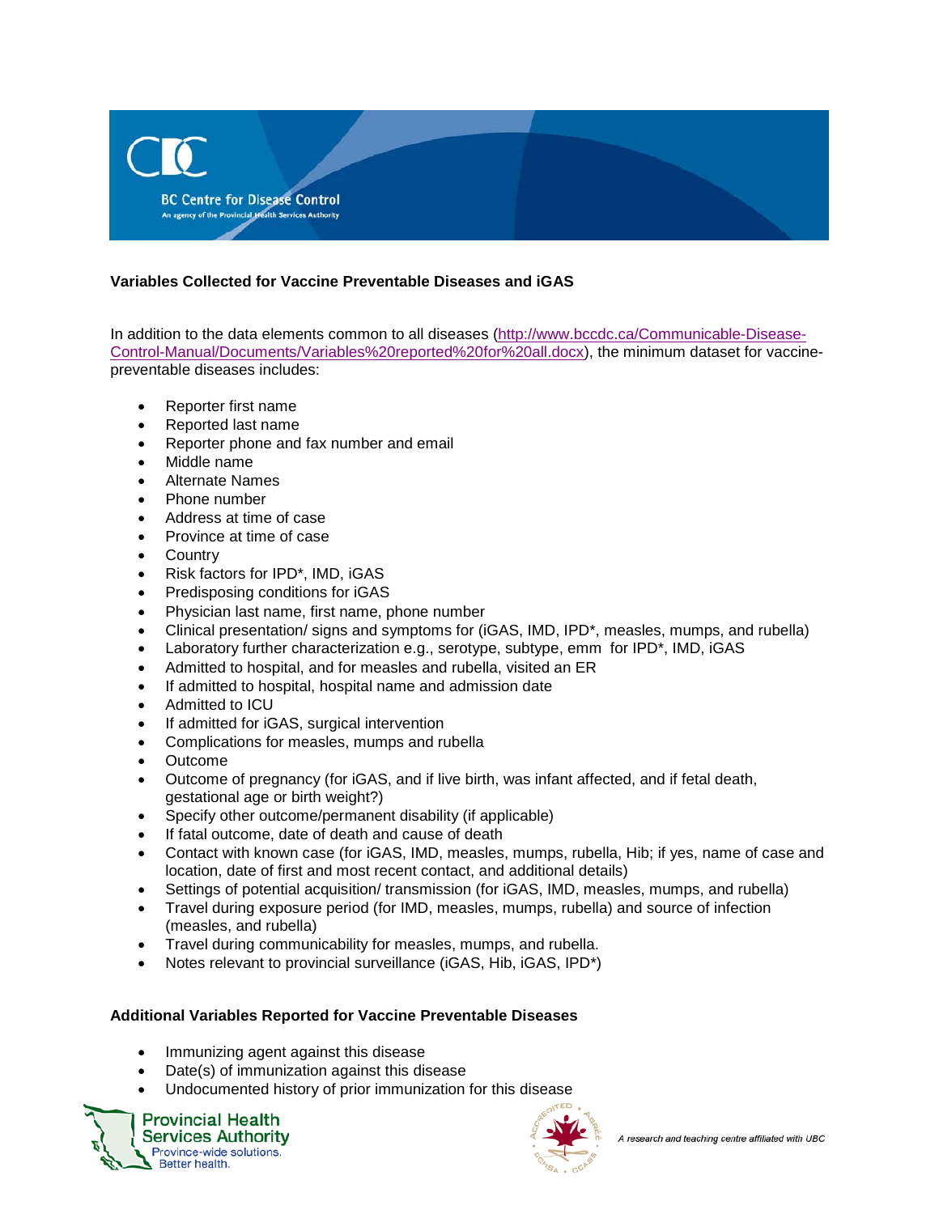**Variables Collected for Vaccine Preventable Diseases and iGAS**

In addition to the data elements common to all diseases ([http://www.bccdc.ca/Communicable-Disease-Control-Manual/Documents/Variables%20reported%20for%20all.docx](http://www.bccdc.ca/Communicable-Disease-Control-Manual/Documents/Variables%20reported%20for%20all.docx)), the minimum dataset for vaccine-preventable diseases includes:

- Reporter first name
- Reported last name
- Reporter phone and fax number and email
- Middle name
- Alternate Names
- Phone number
- Address at time of case
- Province at time of case
- Country
- Risk factors for IPD*, IMD, iGAS
- Predisposing conditions for iGAS
- Physician last name, first name, phone number
- Clinical presentation/ signs and symptoms for (iGAS, IMD, IPD*, measles, mumps, and rubella)
- Laboratory further characterization e.g., serotype, subtype, emm for IPD*, IMD, iGAS
- Admitted to hospital, and for measles and rubella, visited an ER
- If admitted to hospital, hospital name and admission date
- Admitted to ICU
- If admitted for iGAS, surgical intervention
- Complications for measles, mumps and rubella
- Outcome
- Outcome of pregnancy (for iGAS, and if live birth, was infant affected, and if fetal death, gestational age or birth weight?)
- Specify other outcome/permanent disability (if applicable)
- If fatal outcome, date of death and cause of death
- Contact with known case (for iGAS, IMD, measles, mumps, rubella, Hib; if yes, name of case and location, date of first and most recent contact, and additional details)
- Settings of potential acquisition/ transmission (for iGAS, IMD, measles, mumps, and rubella)
- Travel during exposure period (for IMD, measles, mumps, rubella) and source of infection (measles, and rubella)
- Travel during communicability for measles, mumps, and rubella.
- Notes relevant to provincial surveillance (iGAS, Hib, iGAS, IPD*)

**Additional Variables Reported for Vaccine Preventable Diseases**

- Immunizing agent against this disease
- Date(s) of immunization against this disease
- Undocumented history of prior immunization for this disease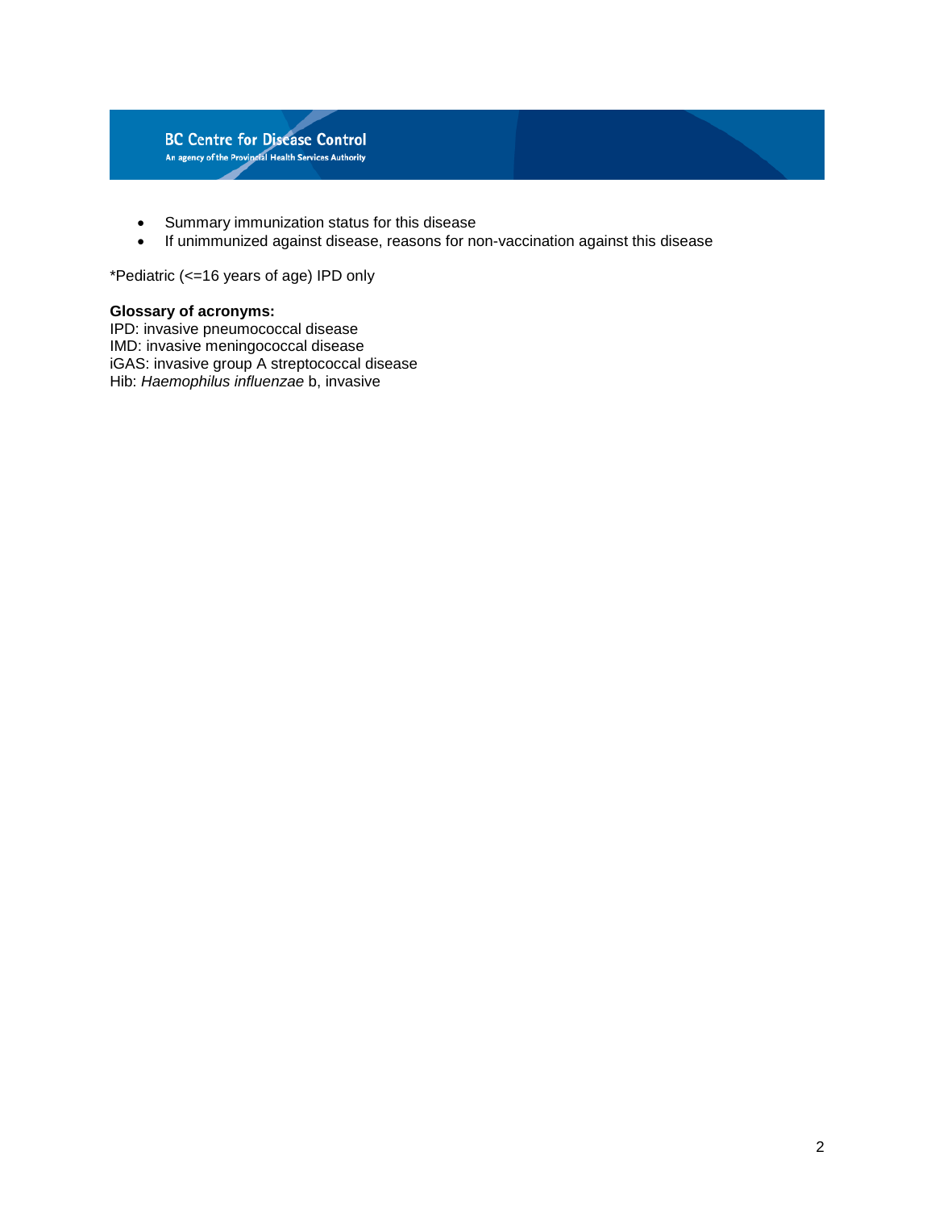- Summary immunization status for this disease
- If unimmunized against disease, reasons for non-vaccination against this disease

*Pediatric (<=16 years of age) IPD only

**Glossary of acronyms:**
IPD: invasive pneumococcal disease
IMD: invasive meningococcal disease
iGAS: invasive group A streptococcal disease
Hib: *Haemophilus influenzae* b, invasive